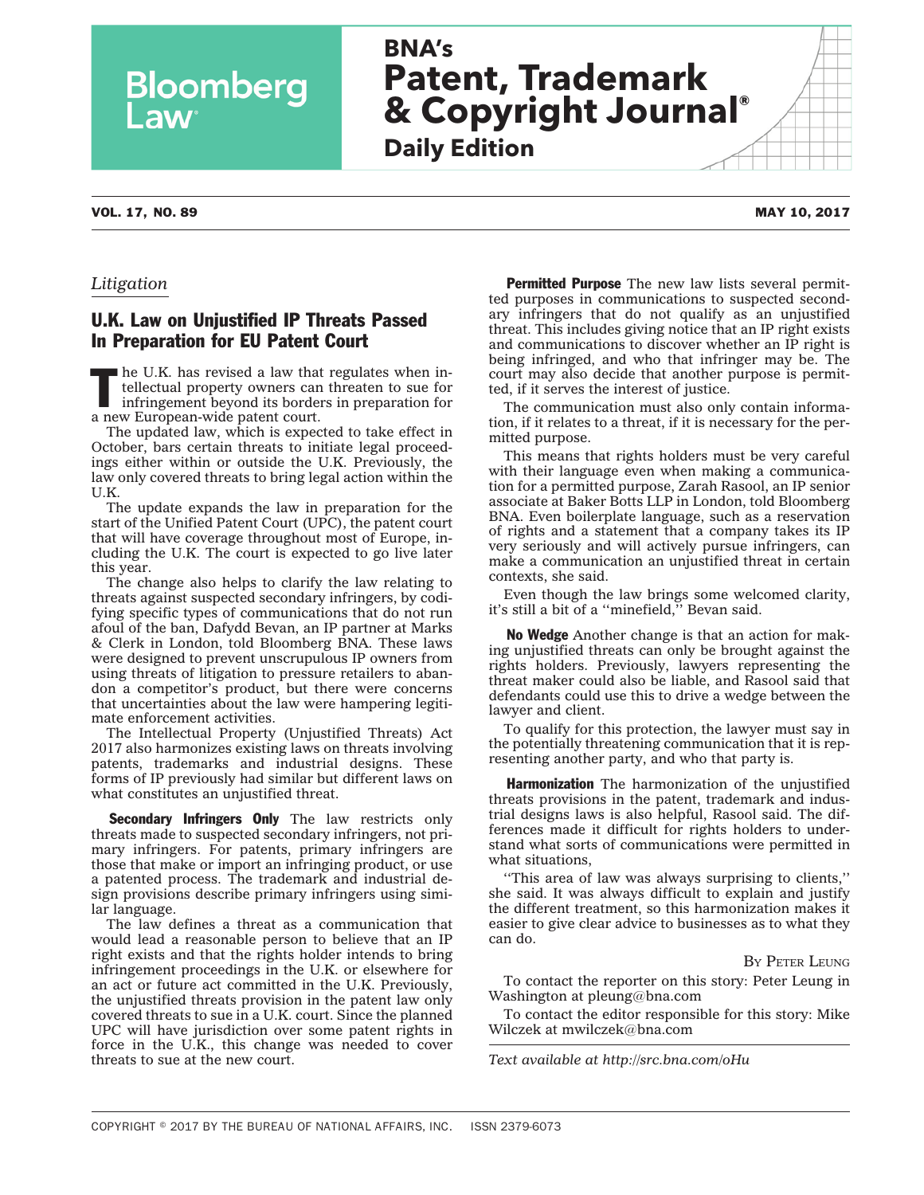*Litigation*

## U.K. Law on Unjustified IP Threats Passed In Preparation for EU Patent Court

The U.K. has revised a law that regulates when intellectual property owners can threaten to sue for infringement beyond its borders in preparation for a new European-wide patent court.

The updated law, which is expected to take effect in October, bars certain threats to initiate legal proceedings either within or outside the U.K. Previously, the law only covered threats to bring legal action within the U.K.

The update expands the law in preparation for the start of the Unified Patent Court (UPC), the patent court that will have coverage throughout most of Europe, including the U.K. The court is expected to go live later this year.

The change also helps to clarify the law relating to threats against suspected secondary infringers, by codifying specific types of communications that do not run afoul of the ban, Dafydd Bevan, an IP partner at Marks & Clerk in London, told Bloomberg BNA. These laws were designed to prevent unscrupulous IP owners from using threats of litigation to pressure retailers to abandon a competitor's product, but there were concerns that uncertainties about the law were hampering legitimate enforcement activities.

The Intellectual Property (Unjustified Threats) Act 2017 also harmonizes existing laws on threats involving patents, trademarks and industrial designs. These forms of IP previously had similar but different laws on what constitutes an unjustified threat.

**Secondary Infringers Only** The law restricts only threats made to suspected secondary infringers, not primary infringers. For patents, primary infringers are those that make or import an infringing product, or use a patented process. The trademark and industrial design provisions describe primary infringers using similar language.

The law defines a threat as a communication that would lead a reasonable person to believe that an IP right exists and that the rights holder intends to bring infringement proceedings in the U.K. or elsewhere for an act or future act committed in the U.K. Previously, the unjustified threats provision in the patent law only covered threats to sue in a U.K. court. Since the planned UPC will have jurisdiction over some patent rights in force in the U.K., this change was needed to cover threats to sue at the new court.

**Permitted Purpose** The new law lists several permitted purposes in communications to suspected secondary infringers that do not qualify as an unjustified threat. This includes giving notice that an IP right exists and communications to discover whether an IP right is being infringed, and who that infringer may be. The court may also decide that another purpose is permitted, if it serves the interest of justice.

The communication must also only contain information, if it relates to a threat, if it is necessary for the permitted purpose.

This means that rights holders must be very careful with their language even when making a communication for a permitted purpose, Zarah Rasool, an IP senior associate at Baker Botts LLP in London, told Bloomberg BNA. Even boilerplate language, such as a reservation of rights and a statement that a company takes its IP very seriously and will actively pursue infringers, can make a communication an unjustified threat in certain contexts, she said.

Even though the law brings some welcomed clarity, it's still a bit of a ''minefield,'' Bevan said.

**No Wedge** Another change is that an action for making unjustified threats can only be brought against the rights holders. Previously, lawyers representing the threat maker could also be liable, and Rasool said that defendants could use this to drive a wedge between the lawyer and client.

To qualify for this protection, the lawyer must say in the potentially threatening communication that it is representing another party, and who that party is.

**Harmonization** The harmonization of the unjustified threats provisions in the patent, trademark and industrial designs laws is also helpful, Rasool said. The differences made it difficult for rights holders to understand what sorts of communications were permitted in what situations,

''This area of law was always surprising to clients,'' she said. It was always difficult to explain and justify the different treatment, so this harmonization makes it easier to give clear advice to businesses as to what they can do.

By Peter Leung

To contact the reporter on this story: Peter Leung in Washington at pleung@bna.com

To contact the editor responsible for this story: Mike Wilczek at mwilczek@bna.com

*Text available at http://src.bna.com/oHu*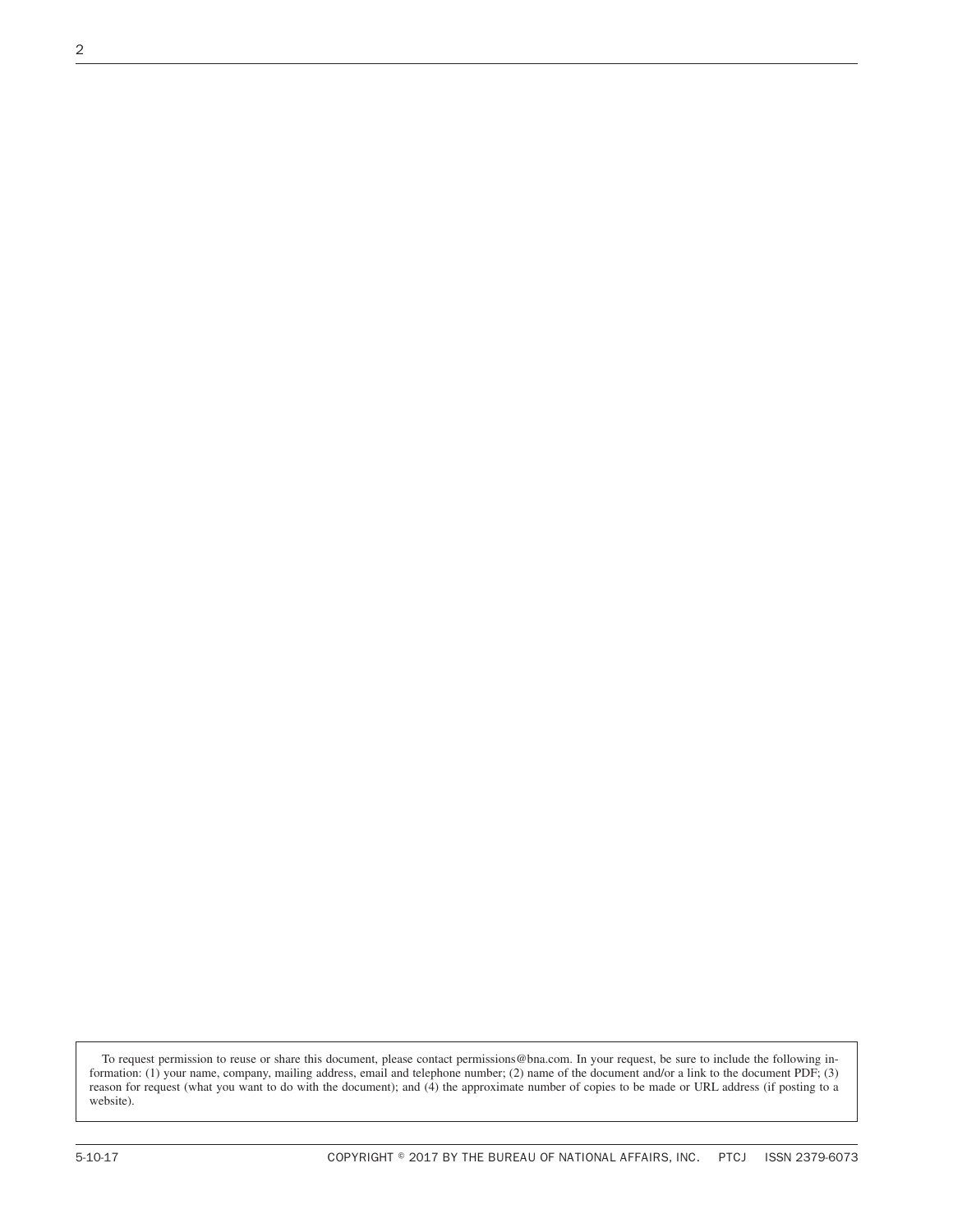To request permission to reuse or share this document, please contact permissions@bna.com. In your request, be sure to include the following information: (1) your name, company, mailing address, email and telephone number; (2) name of the document and/or a link to the document PDF; (3) reason for request (what you want to do with the document); and (4) the approximate number of copies to be made or URL address (if posting to a website).